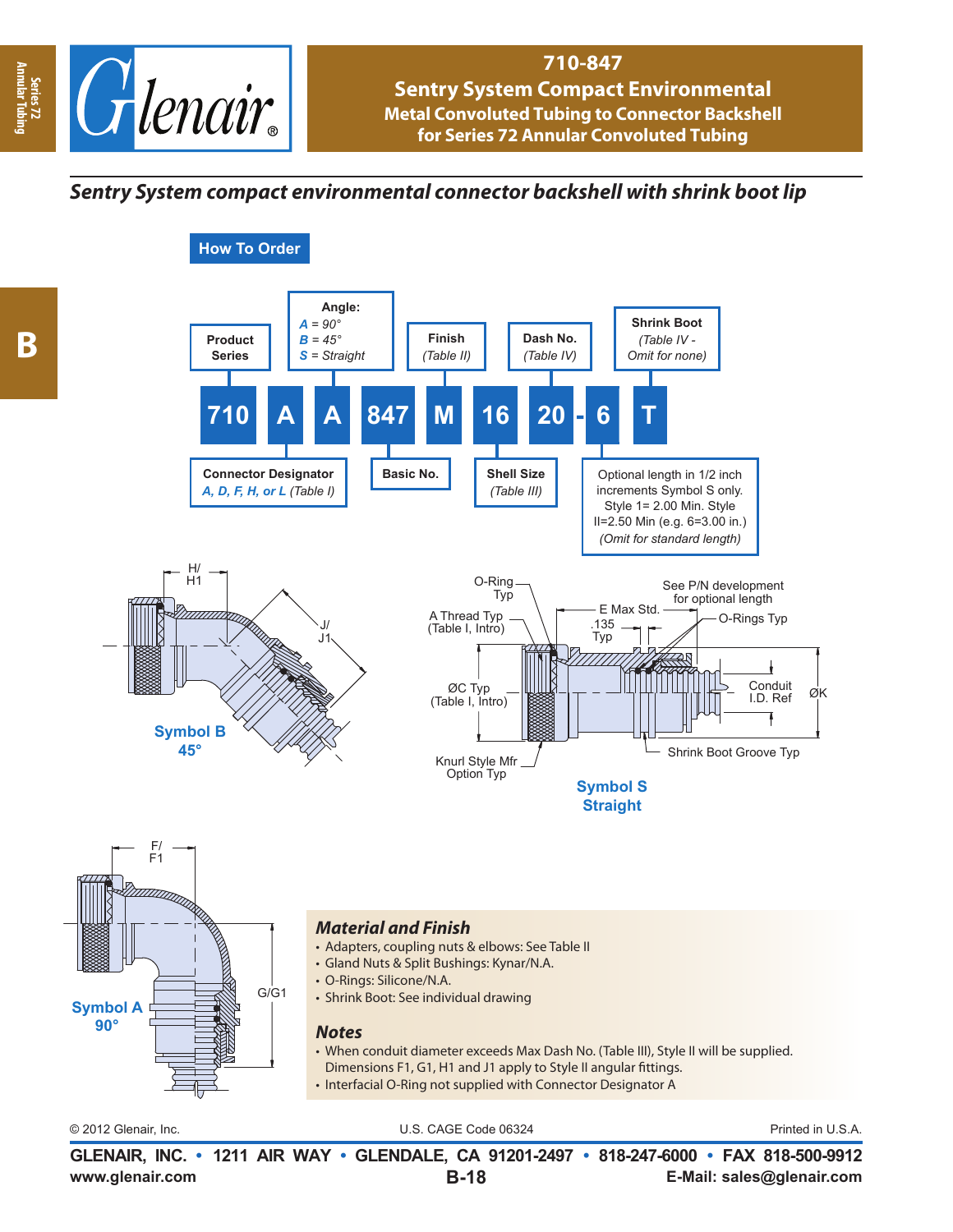# 710-847

## Sentry System Compact Environmental

### Metal Convoluted Tubing to Connector Backshell for Series 72 Annular Convoluted Tubing

*Sentry System compact environmental connector backshell with shrink boot lip*

## How To Order

**710 A A 847 M 16 20 - 6 T**

| Code | Field | Description |
|---|---|---|
| 710 | Product Series | |
| A | Connector Designator | *A, D, F, H, or L* (Table I) |
| A | Angle | *A* = 90°, *B* = 45°, *S* = Straight |
| 847 | Basic No. | |
| M | Finish | (Table II) |
| 16 | Shell Size | (Table III) |
| 20 | Dash No. | (Table IV) |
| 6 | Optional length | Optional length in 1/2 inch increments Symbol S only. Style 1= 2.00 Min. Style II=2.50 Min (e.g. 6=3.00 in.) (Omit for standard length) |
| T | Shrink Boot | (Table IV - Omit for none) |

**Symbol B 45°** — H/H1, J/J1

**Symbol S Straight** — O-Ring Typ; A Thread Typ (Table I, Intro); ØC Typ (Table I, Intro); Knurl Style Mfr Option Typ; E Max Std.; .135 Typ; See P/N development for optional length; O-Rings Typ; Conduit I.D. Ref; ØK; Shrink Boot Groove Typ

**Symbol A 90°** — F/F1, G/G1

### Material and Finish

- Adapters, coupling nuts & elbows: See Table II
- Gland Nuts & Split Bushings: Kynar/N.A.
- O-Rings: Silicone/N.A.
- Shrink Boot: See individual drawing

### Notes

- When conduit diameter exceeds Max Dash No. (Table III), Style II will be supplied. Dimensions F1, G1, H1 and J1 apply to Style II angular fittings.
- Interfacial O-Ring not supplied with Connector Designator A

© 2012 Glenair, Inc. U.S. CAGE Code 06324 Printed in U.S.A.

GLENAIR, INC. • 1211 AIR WAY • GLENDALE, CA 91201-2497 • 818-247-6000 • FAX 818-500-9912
www.glenair.com E-Mail: sales@glenair.com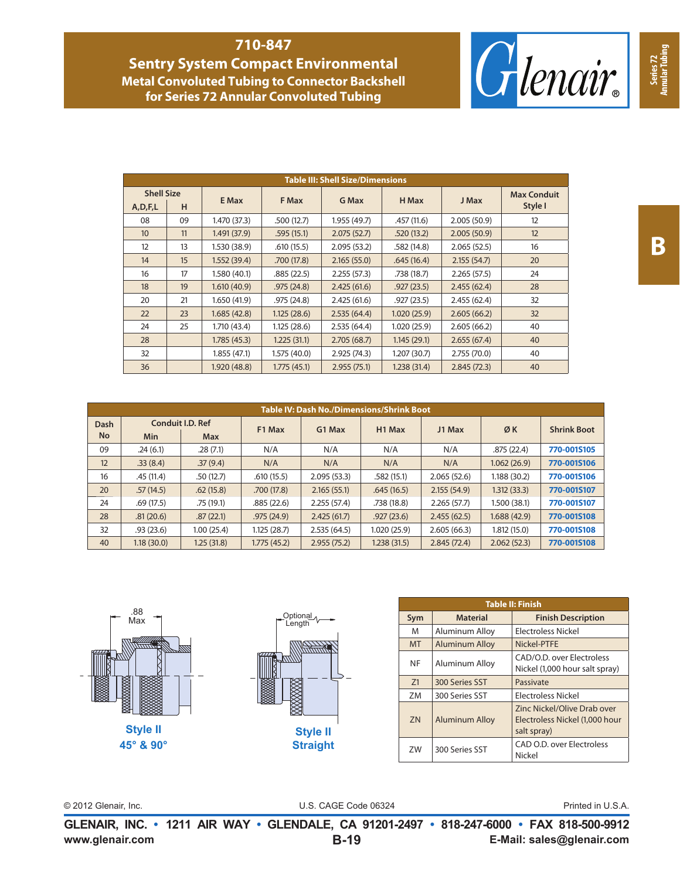# 710-847

## Sentry System Compact Environmental

### Metal Convoluted Tubing to Connector Backshell for Series 72 Annular Convoluted Tubing

Series 72 Annular Tubing

B

**Table III: Shell Size/Dimensions**

| Shell Size | | E Max | F Max | G Max | H Max | J Max | Max Conduit Style I |
|---|---|---|---|---|---|---|---|
| A,D,F,L | H | | | | | | |
| 08 | 09 | 1.470 (37.3) | .500 (12.7) | 1.955 (49.7) | .457 (11.6) | 2.005 (50.9) | 12 |
| 10 | 11 | 1.491 (37.9) | .595 (15.1) | 2.075 (52.7) | .520 (13.2) | 2.005 (50.9) | 12 |
| 12 | 13 | 1.530 (38.9) | .610 (15.5) | 2.095 (53.2) | .582 (14.8) | 2.065 (52.5) | 16 |
| 14 | 15 | 1.552 (39.4) | .700 (17.8) | 2.165 (55.0) | .645 (16.4) | 2.155 (54.7) | 20 |
| 16 | 17 | 1.580 (40.1) | .885 (22.5) | 2.255 (57.3) | .738 (18.7) | 2.265 (57.5) | 24 |
| 18 | 19 | 1.610 (40.9) | .975 (24.8) | 2.425 (61.6) | .927 (23.5) | 2.455 (62.4) | 28 |
| 20 | 21 | 1.650 (41.9) | .975 (24.8) | 2.425 (61.6) | .927 (23.5) | 2.455 (62.4) | 32 |
| 22 | 23 | 1.685 (42.8) | 1.125 (28.6) | 2.535 (64.4) | 1.020 (25.9) | 2.605 (66.2) | 32 |
| 24 | 25 | 1.710 (43.4) | 1.125 (28.6) | 2.535 (64.4) | 1.020 (25.9) | 2.605 (66.2) | 40 |
| 28 | | 1.785 (45.3) | 1.225 (31.1) | 2.705 (68.7) | 1.145 (29.1) | 2.655 (67.4) | 40 |
| 32 | | 1.855 (47.1) | 1.575 (40.0) | 2.925 (74.3) | 1.207 (30.7) | 2.755 (70.0) | 40 |
| 36 | | 1.920 (48.8) | 1.775 (45.1) | 2.955 (75.1) | 1.238 (31.4) | 2.845 (72.3) | 40 |

**Table IV: Dash No./Dimensions/Shrink Boot**

| Dash No | Conduit I.D. Ref | | F1 Max | G1 Max | H1 Max | J1 Max | Ø K | Shrink Boot |
|---|---|---|---|---|---|---|---|---|
| | Min | Max | | | | | | |
| 09 | .24 (6.1) | .28 (7.1) | N/A | N/A | N/A | N/A | .875 (22.4) | 770-001S105 |
| 12 | .33 (8.4) | .37 (9.4) | N/A | N/A | N/A | N/A | 1.062 (26.9) | 770-001S106 |
| 16 | .45 (11.4) | .50 (12.7) | .610 (15.5) | 2.095 (53.3) | .582 (15.1) | 2.065 (52.6) | 1.188 (30.2) | 770-001S106 |
| 20 | .57 (14.5) | .62 (15.8) | .700 (17.8) | 2.165 (55.1) | .645 (16.5) | 2.155 (54.9) | 1.312 (33.3) | 770-001S107 |
| 24 | .69 (17.5) | .75 (19.1) | .885 (22.6) | 2.255 (57.4) | .738 (18.8) | 2.265 (57.7) | 1.500 (38.1) | 770-001S107 |
| 28 | .81 (20.6) | .87 (22.1) | .975 (24.9) | 2.425 (61.7) | .927 (23.6) | 2.455 (62.5) | 1.688 (42.9) | 770-001S108 |
| 32 | .93 (23.6) | 1.00 (25.4) | 1.125 (28.7) | 2.535 (64.5) | 1.020 (25.9) | 2.605 (66.3) | 1.812 (15.0) | 770-001S108 |
| 40 | 1.18 (30.0) | 1.25 (31.8) | 1.775 (45.2) | 2.955 (75.2) | 1.238 (31.5) | 2.845 (72.4) | 2.062 (52.3) | 770-001S108 |

.88 Max

**Style II 45° & 90°**

Optional Length

**Style II Straight**

**Table II: Finish**

| Sym | Material | Finish Description |
|---|---|---|
| M | Aluminum Alloy | Electroless Nickel |
| MT | Aluminum Alloy | Nickel-PTFE |
| NF | Aluminum Alloy | CAD/O.D. over Electroless Nickel (1,000 hour salt spray) |
| Z1 | 300 Series SST | Passivate |
| ZM | 300 Series SST | Electroless Nickel |
| ZN | Aluminum Alloy | Zinc Nickel/Olive Drab over Electroless Nickel (1,000 hour salt spray) |
| ZW | 300 Series SST | CAD O.D. over Electroless Nickel |

© 2012 Glenair, Inc. U.S. CAGE Code 06324 Printed in U.S.A.

**GLENAIR, INC. • 1211 AIR WAY • GLENDALE, CA 91201-2497 • 818-247-6000 • FAX 818-500-9912**

**www.glenair.com** **E-Mail: sales@glenair.com**